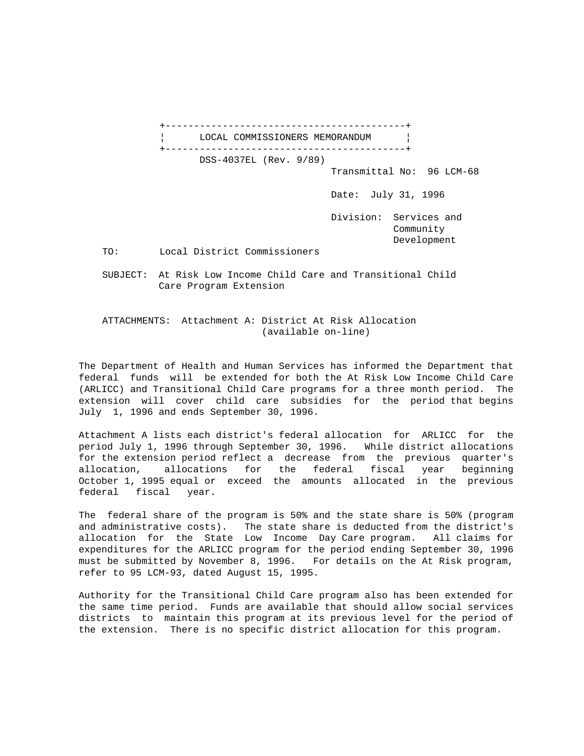# LOCAL COMMISSIONERS MEMORANDUM

DSS-4037EL (Rev. 9/89)

Transmittal No: 96 LCM-68

Date: July 31, 1996

Division: Services and Community Development

TO: Local District Commissioners

SUBJECT: At Risk Low Income Child Care and Transitional Child Care Program Extension

ATTACHMENTS: Attachment A: District At Risk Allocation (available on-line)

The Department of Health and Human Services has informed the Department that federal funds will be extended for both the At Risk Low Income Child Care (ARLICC) and Transitional Child Care programs for a three month period. The extension will cover child care subsidies for the period that begins July 1, 1996 and ends September 30, 1996.

Attachment A lists each district's federal allocation for ARLICC for the period July 1, 1996 through September 30, 1996. While district allocations for the extension period reflect a decrease from the previous quarter's allocation, allocations for the federal fiscal year beginning October 1, 1995 equal or exceed the amounts allocated in the previous federal fiscal year.

The federal share of the program is 50% and the state share is 50% (program and administrative costs). The state share is deducted from the district's allocation for the State Low Income Day Care program. All claims for expenditures for the ARLICC program for the period ending September 30, 1996 must be submitted by November 8, 1996. For details on the At Risk program, refer to 95 LCM-93, dated August 15, 1995.

Authority for the Transitional Child Care program also has been extended for the same time period. Funds are available that should allow social services districts to maintain this program at its previous level for the period of the extension. There is no specific district allocation for this program.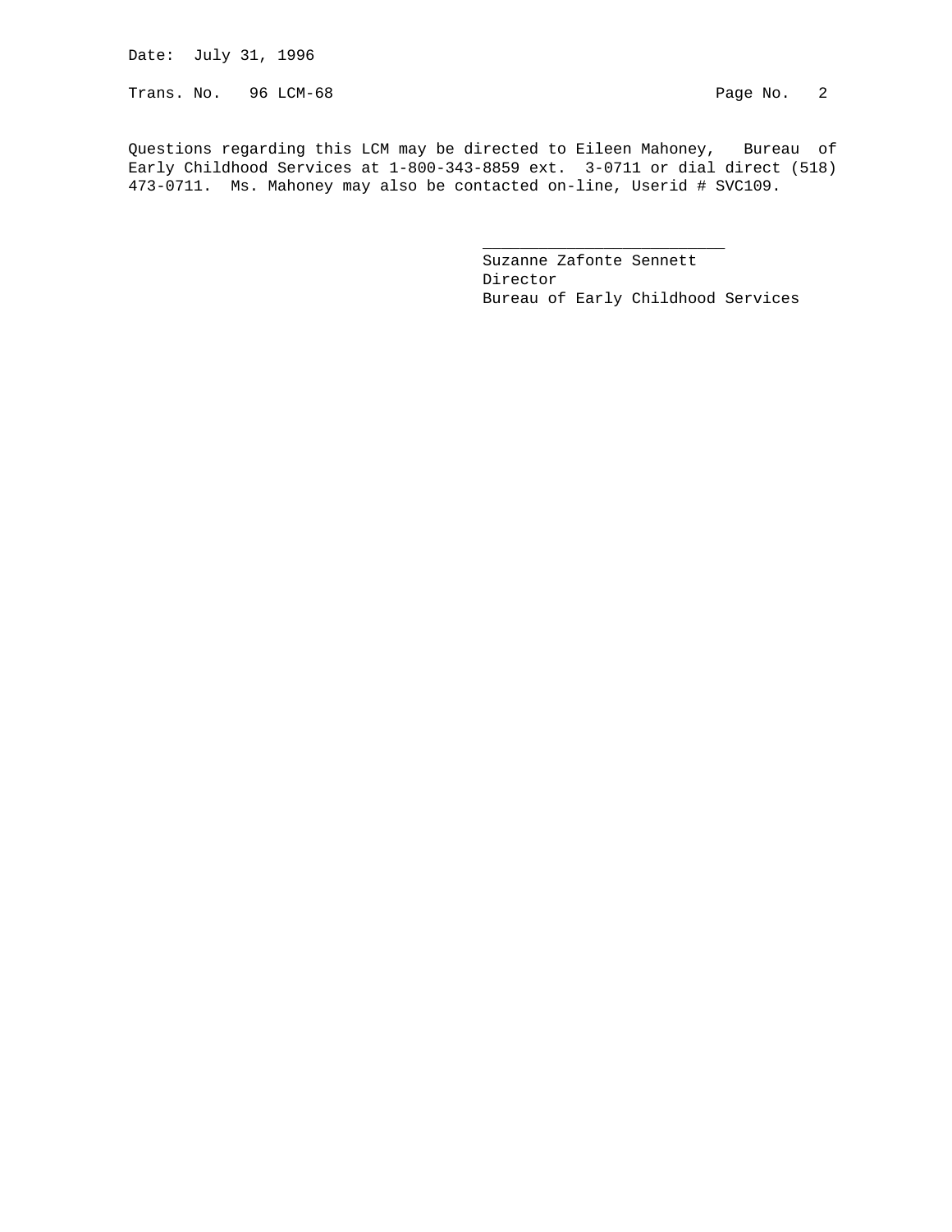Questions regarding this LCM may be directed to Eileen Mahoney, Bureau of Early Childhood Services at 1-800-343-8859 ext. 3-0711 or dial direct (518) 473-0711. Ms. Mahoney may also be contacted on-line, Userid # SVC109.

Suzanne Zafonte Sennett
Director
Bureau of Early Childhood Services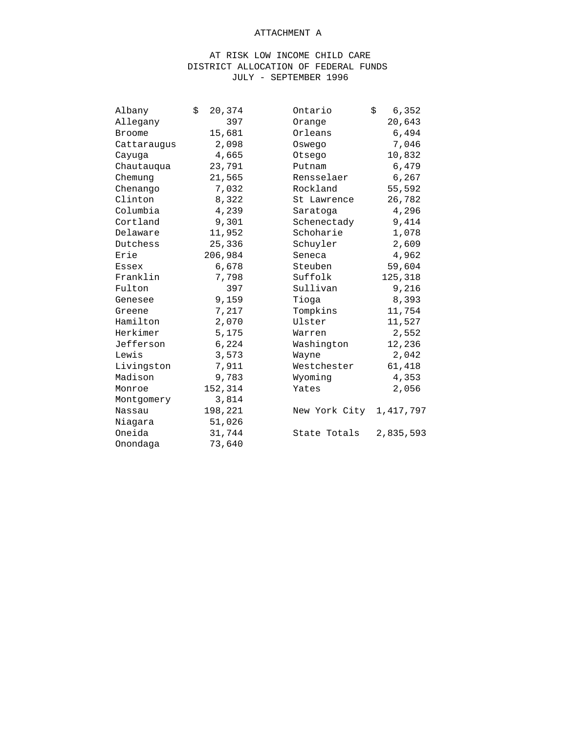ATTACHMENT A

AT RISK LOW INCOME CHILD CARE
DISTRICT ALLOCATION OF FEDERAL FUNDS
JULY - SEPTEMBER 1996

| | | | |
|---|---|---|---|
| Albany | $ 20,374 | Ontario | $ 6,352 |
| Allegany | 397 | Orange | 20,643 |
| Broome | 15,681 | Orleans | 6,494 |
| Cattaraugus | 2,098 | Oswego | 7,046 |
| Cayuga | 4,665 | Otsego | 10,832 |
| Chautauqua | 23,791 | Putnam | 6,479 |
| Chemung | 21,565 | Rensselaer | 6,267 |
| Chenango | 7,032 | Rockland | 55,592 |
| Clinton | 8,322 | St Lawrence | 26,782 |
| Columbia | 4,239 | Saratoga | 4,296 |
| Cortland | 9,301 | Schenectady | 9,414 |
| Delaware | 11,952 | Schoharie | 1,078 |
| Dutchess | 25,336 | Schuyler | 2,609 |
| Erie | 206,984 | Seneca | 4,962 |
| Essex | 6,678 | Steuben | 59,604 |
| Franklin | 7,798 | Suffolk | 125,318 |
| Fulton | 397 | Sullivan | 9,216 |
| Genesee | 9,159 | Tioga | 8,393 |
| Greene | 7,217 | Tompkins | 11,754 |
| Hamilton | 2,070 | Ulster | 11,527 |
| Herkimer | 5,175 | Warren | 2,552 |
| Jefferson | 6,224 | Washington | 12,236 |
| Lewis | 3,573 | Wayne | 2,042 |
| Livingston | 7,911 | Westchester | 61,418 |
| Madison | 9,783 | Wyoming | 4,353 |
| Monroe | 152,314 | Yates | 2,056 |
| Montgomery | 3,814 | | |
| Nassau | 198,221 | New York City | 1,417,797 |
| Niagara | 51,026 | | |
| Oneida | 31,744 | State Totals | 2,835,593 |
| Onondaga | 73,640 | | |